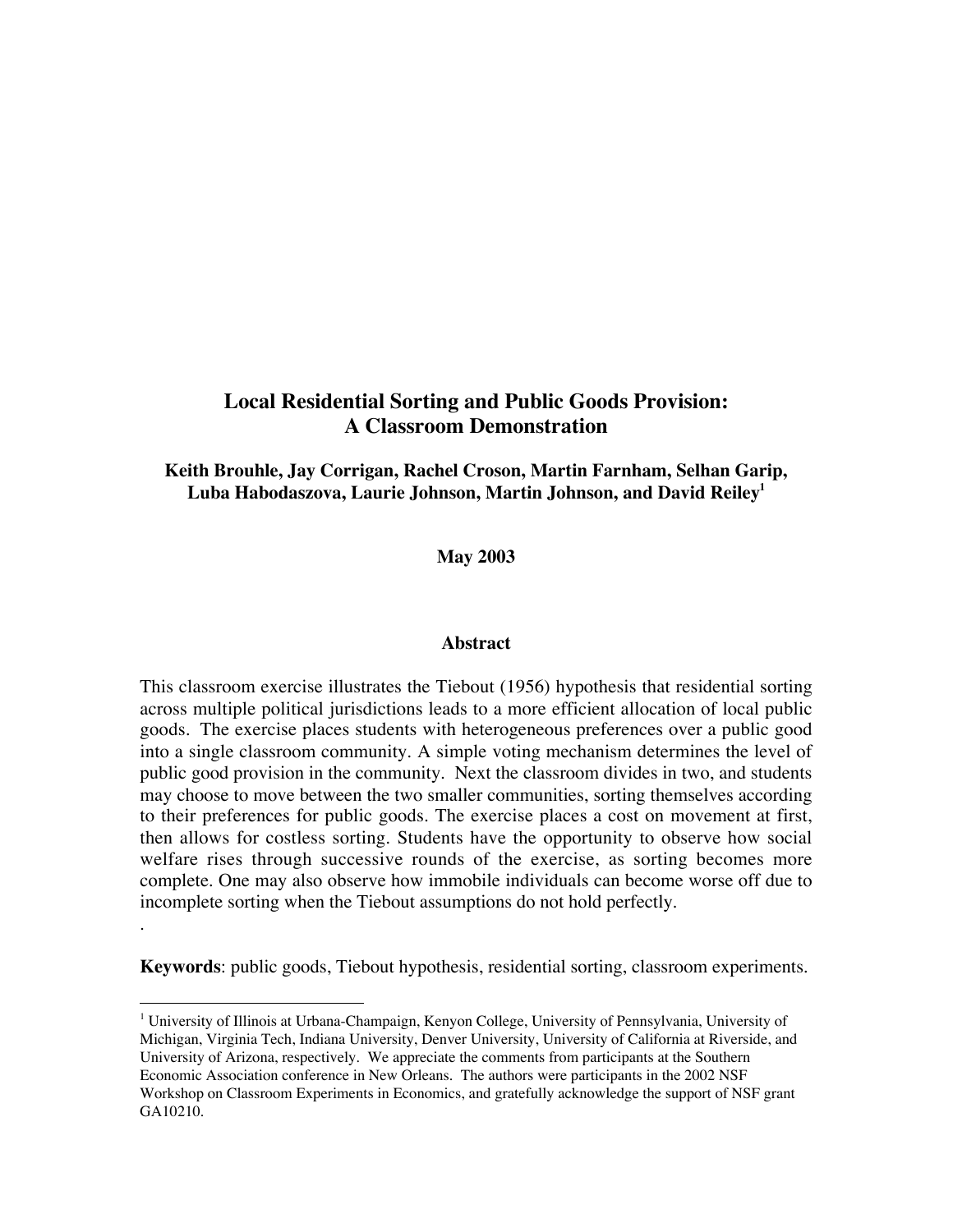# Local Residential Sorting and Public Goods Provision: A Classroom Demonstration

**Keith Brouhle, Jay Corrigan, Rachel Croson, Martin Farnham, Selhan Garip, Luba Habodaszova, Laurie Johnson, Martin Johnson, and David Reiley[1]**

**May 2003**

## Abstract

This classroom exercise illustrates the Tiebout (1956) hypothesis that residential sorting across multiple political jurisdictions leads to a more efficient allocation of local public goods. The exercise places students with heterogeneous preferences over a public good into a single classroom community. A simple voting mechanism determines the level of public good provision in the community. Next the classroom divides in two, and students may choose to move between the two smaller communities, sorting themselves according to their preferences for public goods. The exercise places a cost on movement at first, then allows for costless sorting. Students have the opportunity to observe how social welfare rises through successive rounds of the exercise, as sorting becomes more complete. One may also observe how immobile individuals can become worse off due to incomplete sorting when the Tiebout assumptions do not hold perfectly.

.

**Keywords**: public goods, Tiebout hypothesis, residential sorting, classroom experiments.

---

[1] University of Illinois at Urbana-Champaign, Kenyon College, University of Pennsylvania, University of Michigan, Virginia Tech, Indiana University, Denver University, University of California at Riverside, and University of Arizona, respectively. We appreciate the comments from participants at the Southern Economic Association conference in New Orleans. The authors were participants in the 2002 NSF Workshop on Classroom Experiments in Economics, and gratefully acknowledge the support of NSF grant GA10210.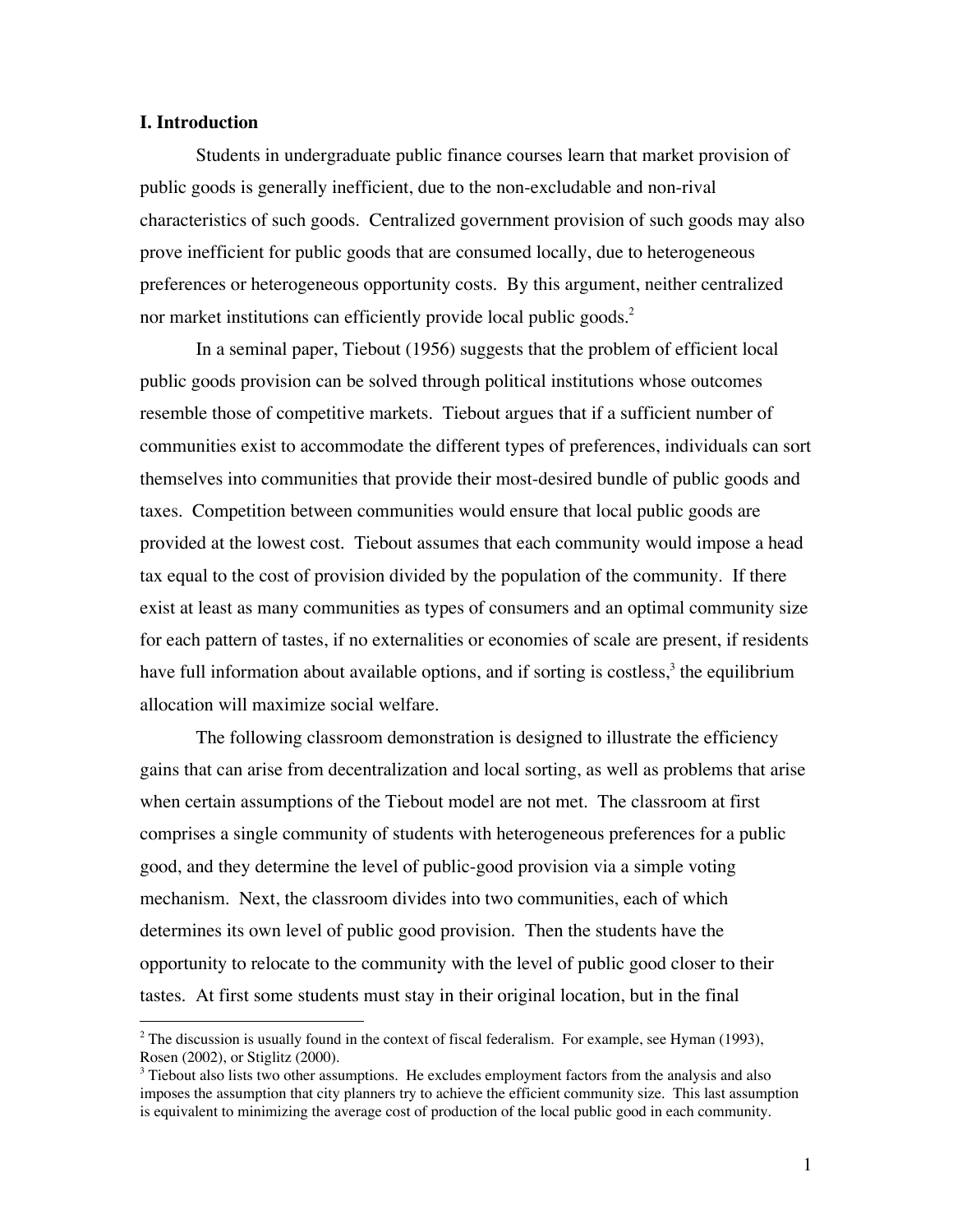## I. Introduction

Students in undergraduate public finance courses learn that market provision of public goods is generally inefficient, due to the non-excludable and non-rival characteristics of such goods. Centralized government provision of such goods may also prove inefficient for public goods that are consumed locally, due to heterogeneous preferences or heterogeneous opportunity costs. By this argument, neither centralized nor market institutions can efficiently provide local public goods.[2]

In a seminal paper, Tiebout (1956) suggests that the problem of efficient local public goods provision can be solved through political institutions whose outcomes resemble those of competitive markets. Tiebout argues that if a sufficient number of communities exist to accommodate the different types of preferences, individuals can sort themselves into communities that provide their most-desired bundle of public goods and taxes. Competition between communities would ensure that local public goods are provided at the lowest cost. Tiebout assumes that each community would impose a head tax equal to the cost of provision divided by the population of the community. If there exist at least as many communities as types of consumers and an optimal community size for each pattern of tastes, if no externalities or economies of scale are present, if residents have full information about available options, and if sorting is costless,[3] the equilibrium allocation will maximize social welfare.

The following classroom demonstration is designed to illustrate the efficiency gains that can arise from decentralization and local sorting, as well as problems that arise when certain assumptions of the Tiebout model are not met. The classroom at first comprises a single community of students with heterogeneous preferences for a public good, and they determine the level of public-good provision via a simple voting mechanism. Next, the classroom divides into two communities, each of which determines its own level of public good provision. Then the students have the opportunity to relocate to the community with the level of public good closer to their tastes. At first some students must stay in their original location, but in the final

---

[2] The discussion is usually found in the context of fiscal federalism. For example, see Hyman (1993), Rosen (2002), or Stiglitz (2000).

[3] Tiebout also lists two other assumptions. He excludes employment factors from the analysis and also imposes the assumption that city planners try to achieve the efficient community size. This last assumption is equivalent to minimizing the average cost of production of the local public good in each community.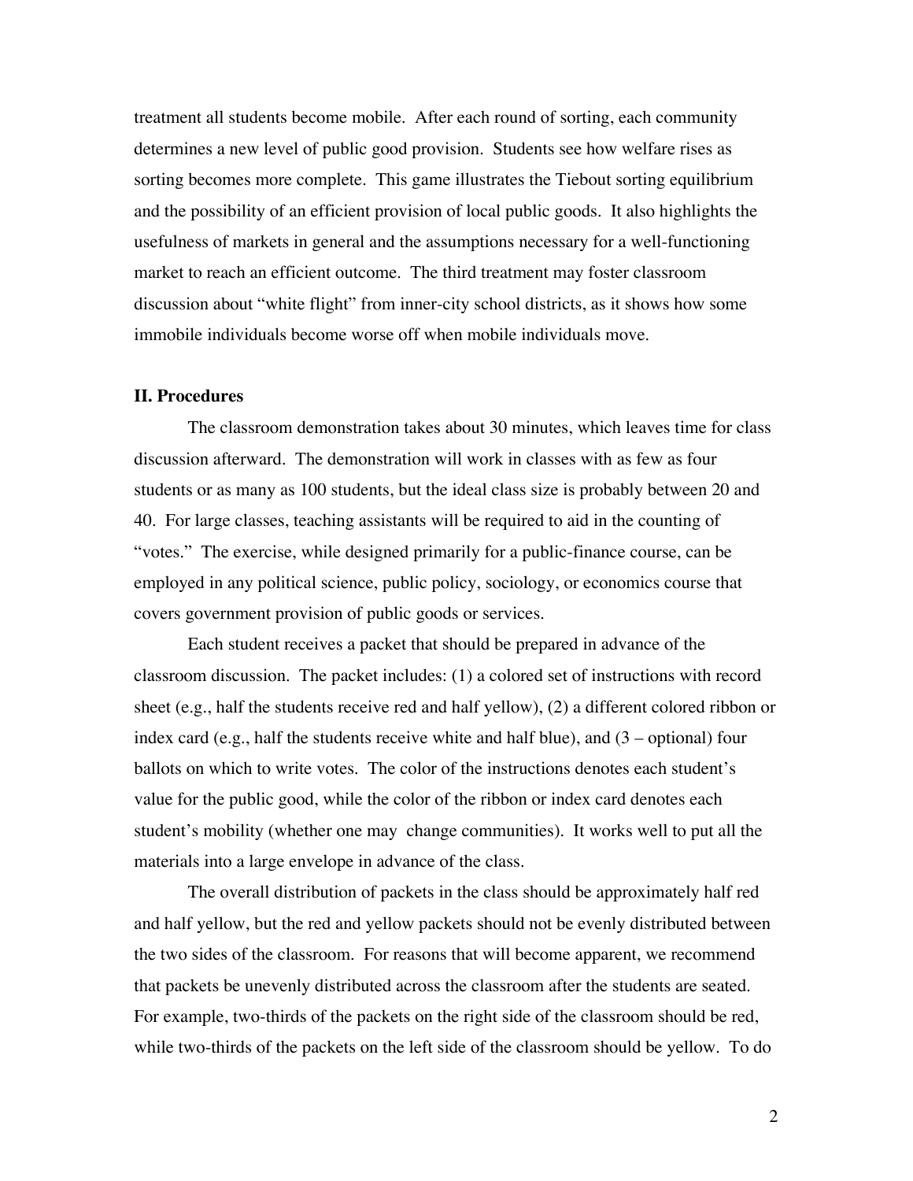treatment all students become mobile. After each round of sorting, each community determines a new level of public good provision. Students see how welfare rises as sorting becomes more complete. This game illustrates the Tiebout sorting equilibrium and the possibility of an efficient provision of local public goods. It also highlights the usefulness of markets in general and the assumptions necessary for a well-functioning market to reach an efficient outcome. The third treatment may foster classroom discussion about "white flight" from inner-city school districts, as it shows how some immobile individuals become worse off when mobile individuals move.

## II. Procedures

The classroom demonstration takes about 30 minutes, which leaves time for class discussion afterward. The demonstration will work in classes with as few as four students or as many as 100 students, but the ideal class size is probably between 20 and 40. For large classes, teaching assistants will be required to aid in the counting of "votes." The exercise, while designed primarily for a public-finance course, can be employed in any political science, public policy, sociology, or economics course that covers government provision of public goods or services.

Each student receives a packet that should be prepared in advance of the classroom discussion. The packet includes: (1) a colored set of instructions with record sheet (e.g., half the students receive red and half yellow), (2) a different colored ribbon or index card (e.g., half the students receive white and half blue), and (3 – optional) four ballots on which to write votes. The color of the instructions denotes each student's value for the public good, while the color of the ribbon or index card denotes each student's mobility (whether one may change communities). It works well to put all the materials into a large envelope in advance of the class.

The overall distribution of packets in the class should be approximately half red and half yellow, but the red and yellow packets should not be evenly distributed between the two sides of the classroom. For reasons that will become apparent, we recommend that packets be unevenly distributed across the classroom after the students are seated. For example, two-thirds of the packets on the right side of the classroom should be red, while two-thirds of the packets on the left side of the classroom should be yellow. To do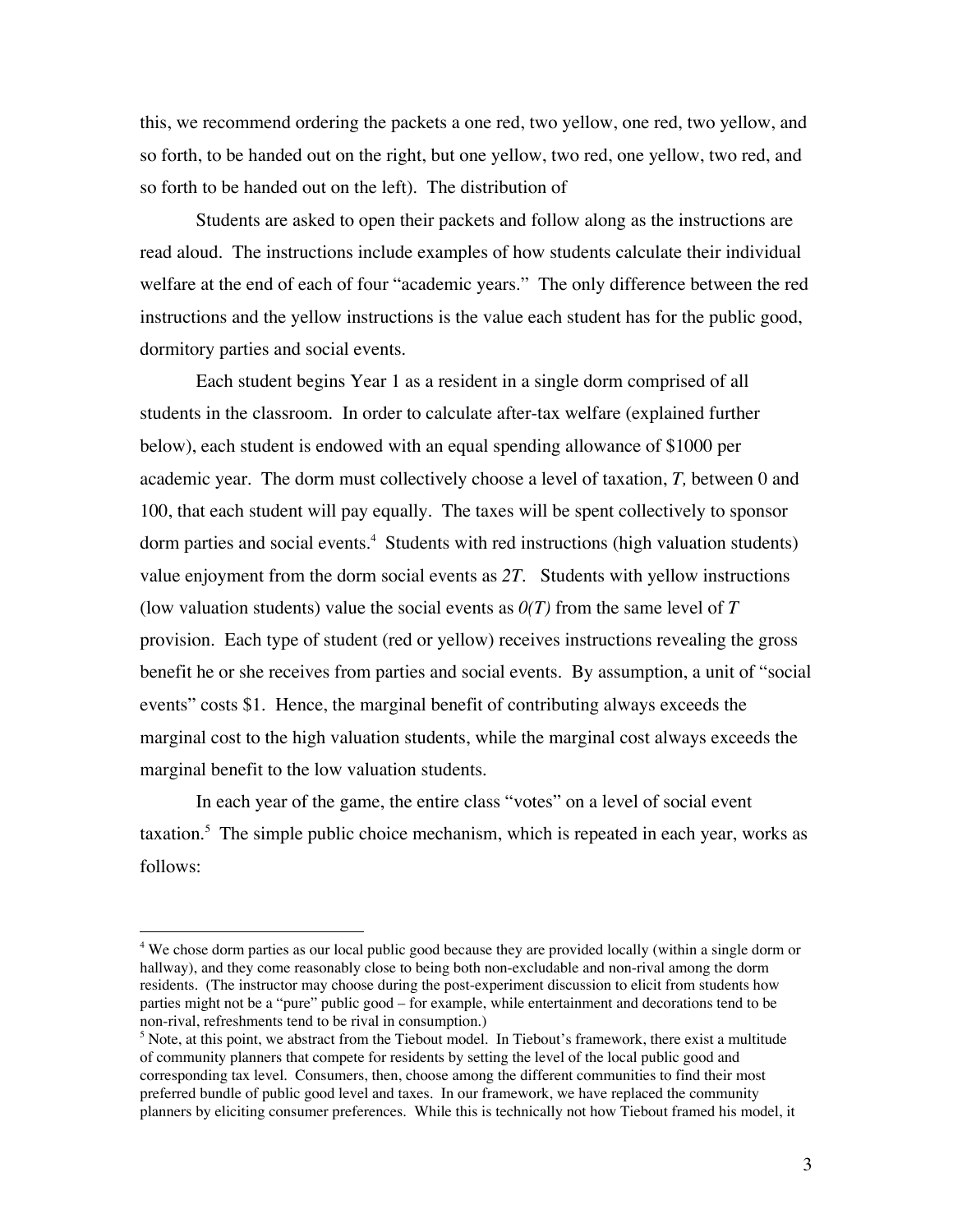this, we recommend ordering the packets a one red, two yellow, one red, two yellow, and so forth, to be handed out on the right, but one yellow, two red, one yellow, two red, and so forth to be handed out on the left). The distribution of

Students are asked to open their packets and follow along as the instructions are read aloud. The instructions include examples of how students calculate their individual welfare at the end of each of four "academic years." The only difference between the red instructions and the yellow instructions is the value each student has for the public good, dormitory parties and social events.

Each student begins Year 1 as a resident in a single dorm comprised of all students in the classroom. In order to calculate after-tax welfare (explained further below), each student is endowed with an equal spending allowance of $1000 per academic year. The dorm must collectively choose a level of taxation, $T$, between 0 and 100, that each student will pay equally. The taxes will be spent collectively to sponsor dorm parties and social events.[4] Students with red instructions (high valuation students) value enjoyment from the dorm social events as $2T$. Students with yellow instructions (low valuation students) value the social events as $0(T)$ from the same level of $T$ provision. Each type of student (red or yellow) receives instructions revealing the gross benefit he or she receives from parties and social events. By assumption, a unit of "social events" costs $1. Hence, the marginal benefit of contributing always exceeds the marginal cost to the high valuation students, while the marginal cost always exceeds the marginal benefit to the low valuation students.

In each year of the game, the entire class "votes" on a level of social event taxation.[5] The simple public choice mechanism, which is repeated in each year, works as follows:

[4] We chose dorm parties as our local public good because they are provided locally (within a single dorm or hallway), and they come reasonably close to being both non-excludable and non-rival among the dorm residents. (The instructor may choose during the post-experiment discussion to elicit from students how parties might not be a "pure" public good – for example, while entertainment and decorations tend to be non-rival, refreshments tend to be rival in consumption.)

[5] Note, at this point, we abstract from the Tiebout model. In Tiebout's framework, there exist a multitude of community planners that compete for residents by setting the level of the local public good and corresponding tax level. Consumers, then, choose among the different communities to find their most preferred bundle of public good level and taxes. In our framework, we have replaced the community planners by eliciting consumer preferences. While this is technically not how Tiebout framed his model, it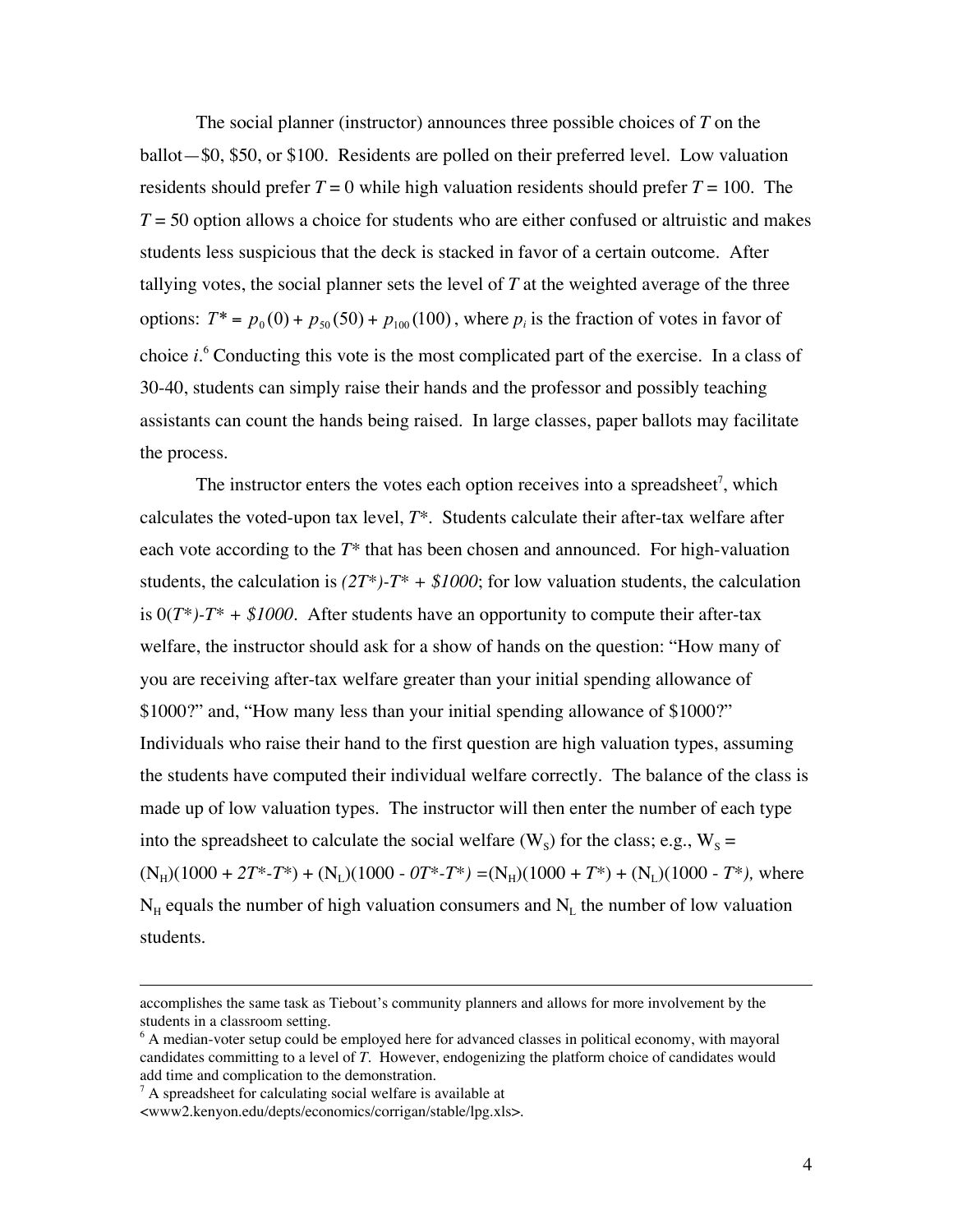The social planner (instructor) announces three possible choices of $T$ on the ballot—\$0, \$50, or \$100. Residents are polled on their preferred level. Low valuation residents should prefer $T = 0$ while high valuation residents should prefer $T = 100$. The $T = 50$ option allows a choice for students who are either confused or altruistic and makes students less suspicious that the deck is stacked in favor of a certain outcome. After tallying votes, the social planner sets the level of $T$ at the weighted average of the three options: $T^* = p_0(0) + p_{50}(50) + p_{100}(100)$, where $p_i$ is the fraction of votes in favor of choice $i$.[6] Conducting this vote is the most complicated part of the exercise. In a class of 30-40, students can simply raise their hands and the professor and possibly teaching assistants can count the hands being raised. In large classes, paper ballots may facilitate the process.

The instructor enters the votes each option receives into a spreadsheet[7], which calculates the voted-upon tax level, $T^*$. Students calculate their after-tax welfare after each vote according to the $T^*$ that has been chosen and announced. For high-valuation students, the calculation is $(2T^*)-T^* + \$1000$; for low valuation students, the calculation is $0(T^*)-T^* + \$1000$. After students have an opportunity to compute their after-tax welfare, the instructor should ask for a show of hands on the question: "How many of you are receiving after-tax welfare greater than your initial spending allowance of \$1000?" and, "How many less than your initial spending allowance of \$1000?" Individuals who raise their hand to the first question are high valuation types, assuming the students have computed their individual welfare correctly. The balance of the class is made up of low valuation types. The instructor will then enter the number of each type into the spreadsheet to calculate the social welfare ($W_S$) for the class; e.g., $W_S = (N_H)(1000 + 2T^*-T^*) + (N_L)(1000 - 0T^*-T^*) = (N_H)(1000 + T^*) + (N_L)(1000 - T^*)$, where $N_H$ equals the number of high valuation consumers and $N_L$ the number of low valuation students.

---

accomplishes the same task as Tiebout's community planners and allows for more involvement by the students in a classroom setting.

[6] A median-voter setup could be employed here for advanced classes in political economy, with mayoral candidates committing to a level of $T$. However, endogenizing the platform choice of candidates would add time and complication to the demonstration.

[7] A spreadsheet for calculating social welfare is available at <www2.kenyon.edu/depts/economics/corrigan/stable/lpg.xls>.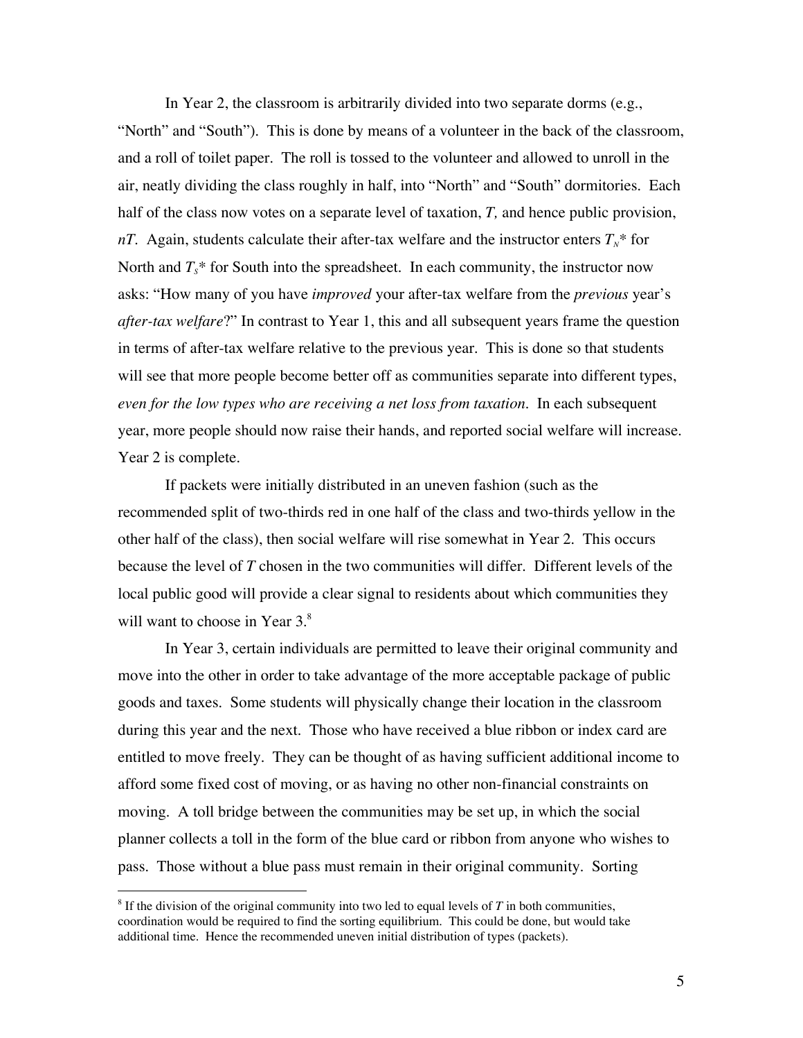In Year 2, the classroom is arbitrarily divided into two separate dorms (e.g., "North" and "South"). This is done by means of a volunteer in the back of the classroom, and a roll of toilet paper. The roll is tossed to the volunteer and allowed to unroll in the air, neatly dividing the class roughly in half, into "North" and "South" dormitories. Each half of the class now votes on a separate level of taxation, $T$, and hence public provision, $nT$. Again, students calculate their after-tax welfare and the instructor enters $T_N$* for North and $T_S$* for South into the spreadsheet. In each community, the instructor now asks: "How many of you have *improved* your after-tax welfare from the *previous* year's *after-tax welfare*?" In contrast to Year 1, this and all subsequent years frame the question in terms of after-tax welfare relative to the previous year. This is done so that students will see that more people become better off as communities separate into different types, *even for the low types who are receiving a net loss from taxation*. In each subsequent year, more people should now raise their hands, and reported social welfare will increase. Year 2 is complete.

If packets were initially distributed in an uneven fashion (such as the recommended split of two-thirds red in one half of the class and two-thirds yellow in the other half of the class), then social welfare will rise somewhat in Year 2. This occurs because the level of $T$ chosen in the two communities will differ. Different levels of the local public good will provide a clear signal to residents about which communities they will want to choose in Year 3.[8]

In Year 3, certain individuals are permitted to leave their original community and move into the other in order to take advantage of the more acceptable package of public goods and taxes. Some students will physically change their location in the classroom during this year and the next. Those who have received a blue ribbon or index card are entitled to move freely. They can be thought of as having sufficient additional income to afford some fixed cost of moving, or as having no other non-financial constraints on moving. A toll bridge between the communities may be set up, in which the social planner collects a toll in the form of the blue card or ribbon from anyone who wishes to pass. Those without a blue pass must remain in their original community. Sorting

---

[8] If the division of the original community into two led to equal levels of $T$ in both communities, coordination would be required to find the sorting equilibrium. This could be done, but would take additional time. Hence the recommended uneven initial distribution of types (packets).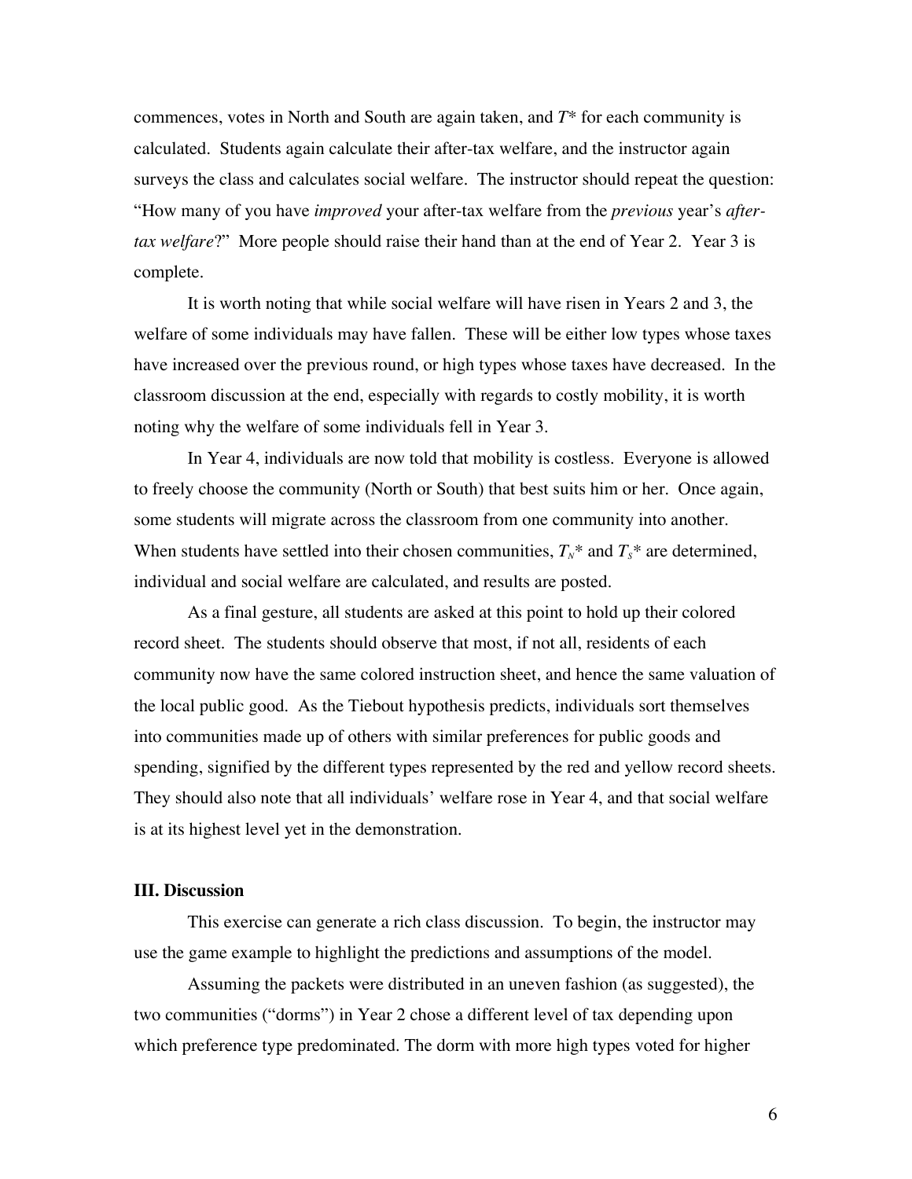commences, votes in North and South are again taken, and $T^*$ for each community is calculated. Students again calculate their after-tax welfare, and the instructor again surveys the class and calculates social welfare. The instructor should repeat the question: "How many of you have *improved* your after-tax welfare from the *previous* year's *after-tax welfare*?" More people should raise their hand than at the end of Year 2. Year 3 is complete.

It is worth noting that while social welfare will have risen in Years 2 and 3, the welfare of some individuals may have fallen. These will be either low types whose taxes have increased over the previous round, or high types whose taxes have decreased. In the classroom discussion at the end, especially with regards to costly mobility, it is worth noting why the welfare of some individuals fell in Year 3.

In Year 4, individuals are now told that mobility is costless. Everyone is allowed to freely choose the community (North or South) that best suits him or her. Once again, some students will migrate across the classroom from one community into another. When students have settled into their chosen communities, $T_N^*$ and $T_S^*$ are determined, individual and social welfare are calculated, and results are posted.

As a final gesture, all students are asked at this point to hold up their colored record sheet. The students should observe that most, if not all, residents of each community now have the same colored instruction sheet, and hence the same valuation of the local public good. As the Tiebout hypothesis predicts, individuals sort themselves into communities made up of others with similar preferences for public goods and spending, signified by the different types represented by the red and yellow record sheets. They should also note that all individuals' welfare rose in Year 4, and that social welfare is at its highest level yet in the demonstration.

### III. Discussion

This exercise can generate a rich class discussion. To begin, the instructor may use the game example to highlight the predictions and assumptions of the model.

Assuming the packets were distributed in an uneven fashion (as suggested), the two communities ("dorms") in Year 2 chose a different level of tax depending upon which preference type predominated. The dorm with more high types voted for higher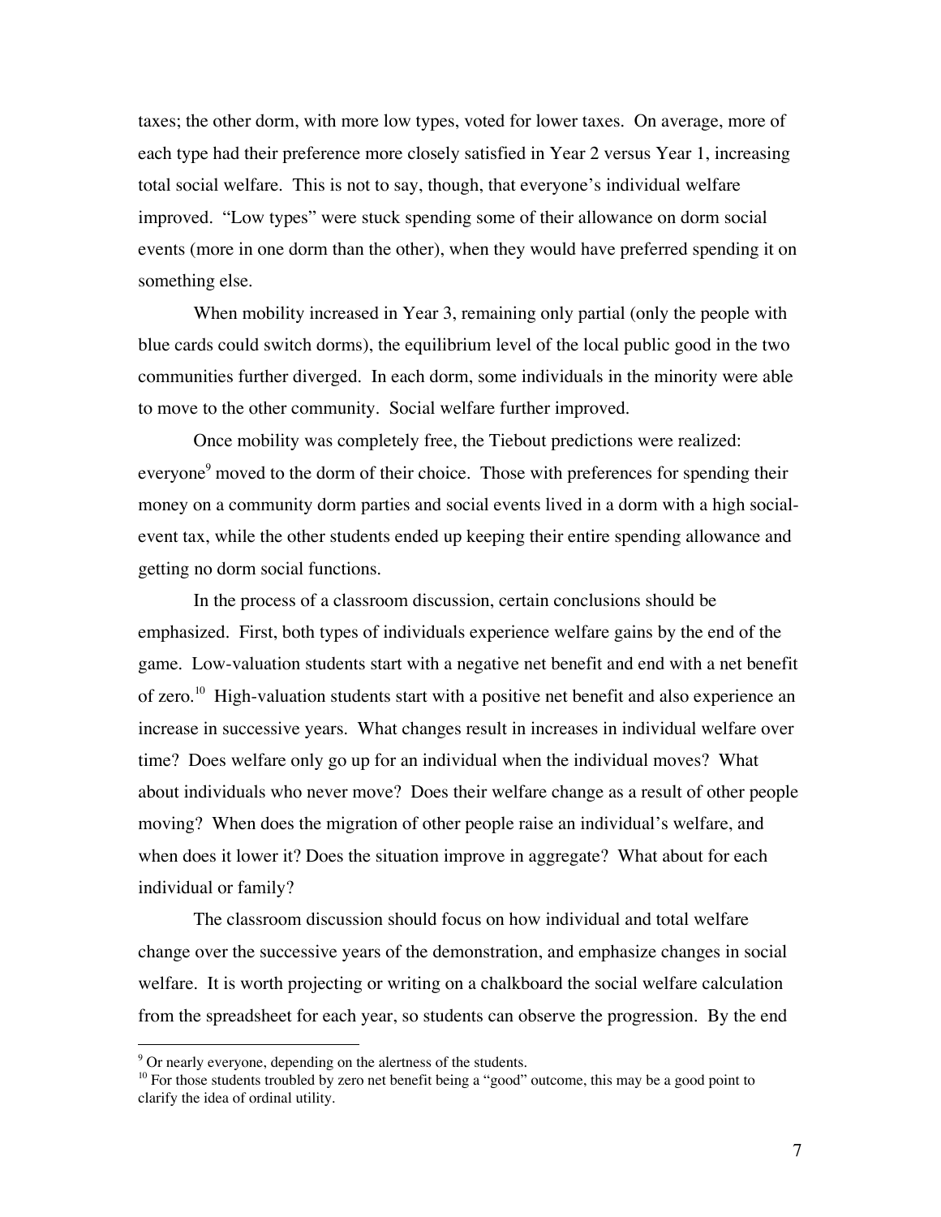taxes; the other dorm, with more low types, voted for lower taxes. On average, more of each type had their preference more closely satisfied in Year 2 versus Year 1, increasing total social welfare. This is not to say, though, that everyone's individual welfare improved. "Low types" were stuck spending some of their allowance on dorm social events (more in one dorm than the other), when they would have preferred spending it on something else.

When mobility increased in Year 3, remaining only partial (only the people with blue cards could switch dorms), the equilibrium level of the local public good in the two communities further diverged. In each dorm, some individuals in the minority were able to move to the other community. Social welfare further improved.

Once mobility was completely free, the Tiebout predictions were realized: everyone[9] moved to the dorm of their choice. Those with preferences for spending their money on a community dorm parties and social events lived in a dorm with a high social-event tax, while the other students ended up keeping their entire spending allowance and getting no dorm social functions.

In the process of a classroom discussion, certain conclusions should be emphasized. First, both types of individuals experience welfare gains by the end of the game. Low-valuation students start with a negative net benefit and end with a net benefit of zero.[10] High-valuation students start with a positive net benefit and also experience an increase in successive years. What changes result in increases in individual welfare over time? Does welfare only go up for an individual when the individual moves? What about individuals who never move? Does their welfare change as a result of other people moving? When does the migration of other people raise an individual's welfare, and when does it lower it? Does the situation improve in aggregate? What about for each individual or family?

The classroom discussion should focus on how individual and total welfare change over the successive years of the demonstration, and emphasize changes in social welfare. It is worth projecting or writing on a chalkboard the social welfare calculation from the spreadsheet for each year, so students can observe the progression. By the end

[9] Or nearly everyone, depending on the alertness of the students.

[10] For those students troubled by zero net benefit being a "good" outcome, this may be a good point to clarify the idea of ordinal utility.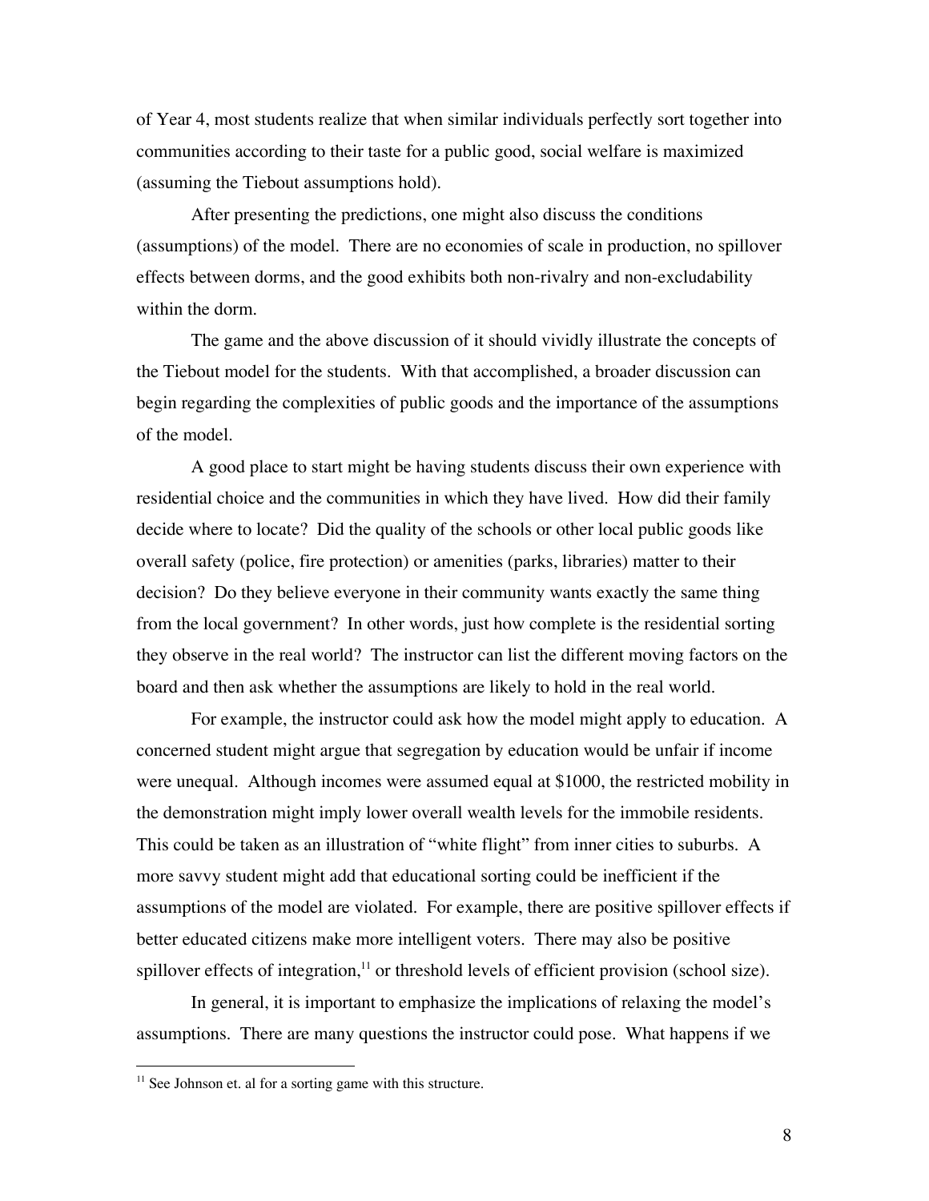of Year 4, most students realize that when similar individuals perfectly sort together into communities according to their taste for a public good, social welfare is maximized (assuming the Tiebout assumptions hold).

After presenting the predictions, one might also discuss the conditions (assumptions) of the model. There are no economies of scale in production, no spillover effects between dorms, and the good exhibits both non-rivalry and non-excludability within the dorm.

The game and the above discussion of it should vividly illustrate the concepts of the Tiebout model for the students. With that accomplished, a broader discussion can begin regarding the complexities of public goods and the importance of the assumptions of the model.

A good place to start might be having students discuss their own experience with residential choice and the communities in which they have lived. How did their family decide where to locate? Did the quality of the schools or other local public goods like overall safety (police, fire protection) or amenities (parks, libraries) matter to their decision? Do they believe everyone in their community wants exactly the same thing from the local government? In other words, just how complete is the residential sorting they observe in the real world? The instructor can list the different moving factors on the board and then ask whether the assumptions are likely to hold in the real world.

For example, the instructor could ask how the model might apply to education. A concerned student might argue that segregation by education would be unfair if income were unequal. Although incomes were assumed equal at $1000, the restricted mobility in the demonstration might imply lower overall wealth levels for the immobile residents. This could be taken as an illustration of "white flight" from inner cities to suburbs. A more savvy student might add that educational sorting could be inefficient if the assumptions of the model are violated. For example, there are positive spillover effects if better educated citizens make more intelligent voters. There may also be positive spillover effects of integration,[11] or threshold levels of efficient provision (school size).

In general, it is important to emphasize the implications of relaxing the model's assumptions. There are many questions the instructor could pose. What happens if we

[11] See Johnson et. al for a sorting game with this structure.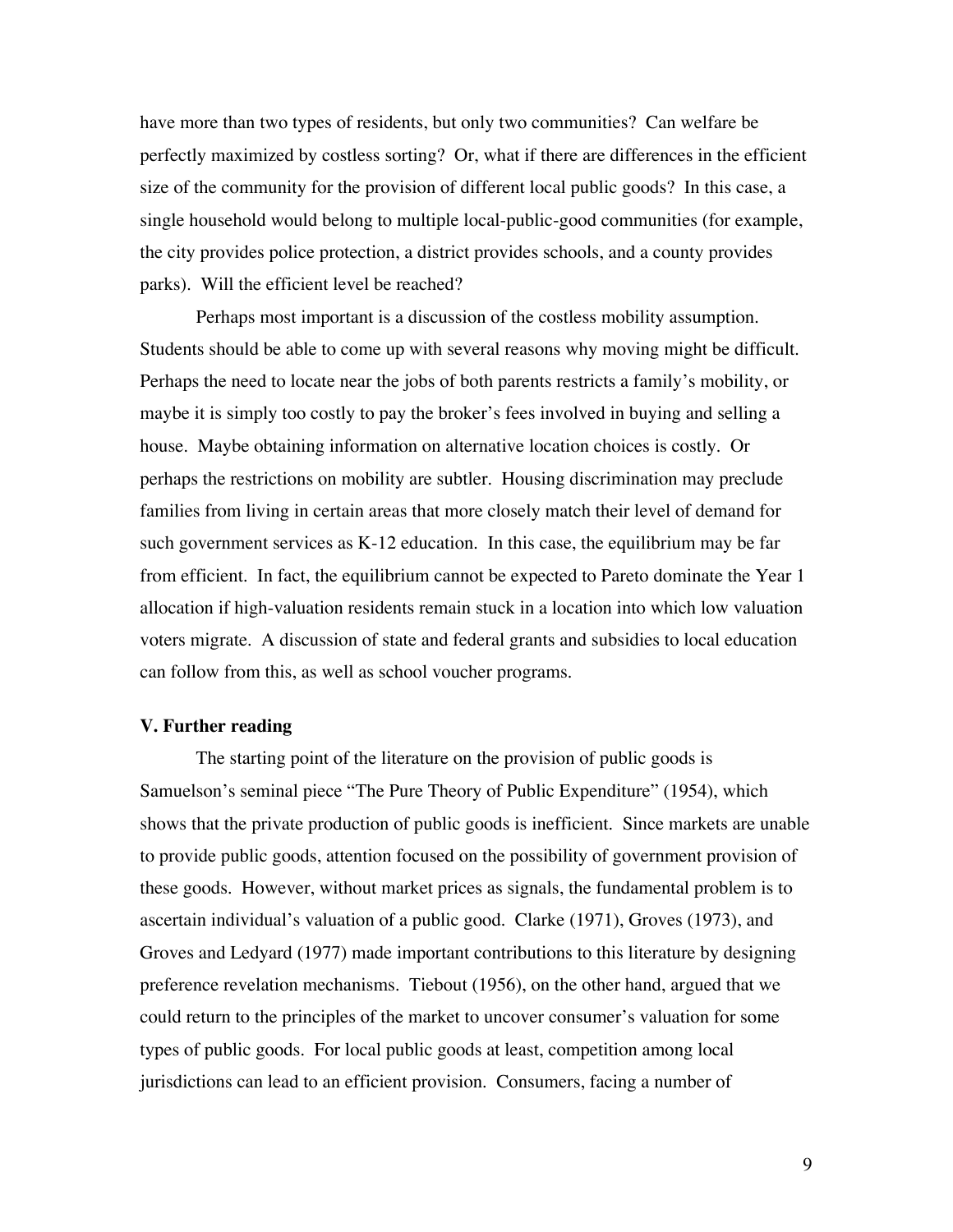have more than two types of residents, but only two communities? Can welfare be perfectly maximized by costless sorting? Or, what if there are differences in the efficient size of the community for the provision of different local public goods? In this case, a single household would belong to multiple local-public-good communities (for example, the city provides police protection, a district provides schools, and a county provides parks). Will the efficient level be reached?

Perhaps most important is a discussion of the costless mobility assumption. Students should be able to come up with several reasons why moving might be difficult. Perhaps the need to locate near the jobs of both parents restricts a family's mobility, or maybe it is simply too costly to pay the broker's fees involved in buying and selling a house. Maybe obtaining information on alternative location choices is costly. Or perhaps the restrictions on mobility are subtler. Housing discrimination may preclude families from living in certain areas that more closely match their level of demand for such government services as K-12 education. In this case, the equilibrium may be far from efficient. In fact, the equilibrium cannot be expected to Pareto dominate the Year 1 allocation if high-valuation residents remain stuck in a location into which low valuation voters migrate. A discussion of state and federal grants and subsidies to local education can follow from this, as well as school voucher programs.

### V. Further reading

The starting point of the literature on the provision of public goods is Samuelson's seminal piece "The Pure Theory of Public Expenditure" (1954), which shows that the private production of public goods is inefficient. Since markets are unable to provide public goods, attention focused on the possibility of government provision of these goods. However, without market prices as signals, the fundamental problem is to ascertain individual's valuation of a public good. Clarke (1971), Groves (1973), and Groves and Ledyard (1977) made important contributions to this literature by designing preference revelation mechanisms. Tiebout (1956), on the other hand, argued that we could return to the principles of the market to uncover consumer's valuation for some types of public goods. For local public goods at least, competition among local jurisdictions can lead to an efficient provision. Consumers, facing a number of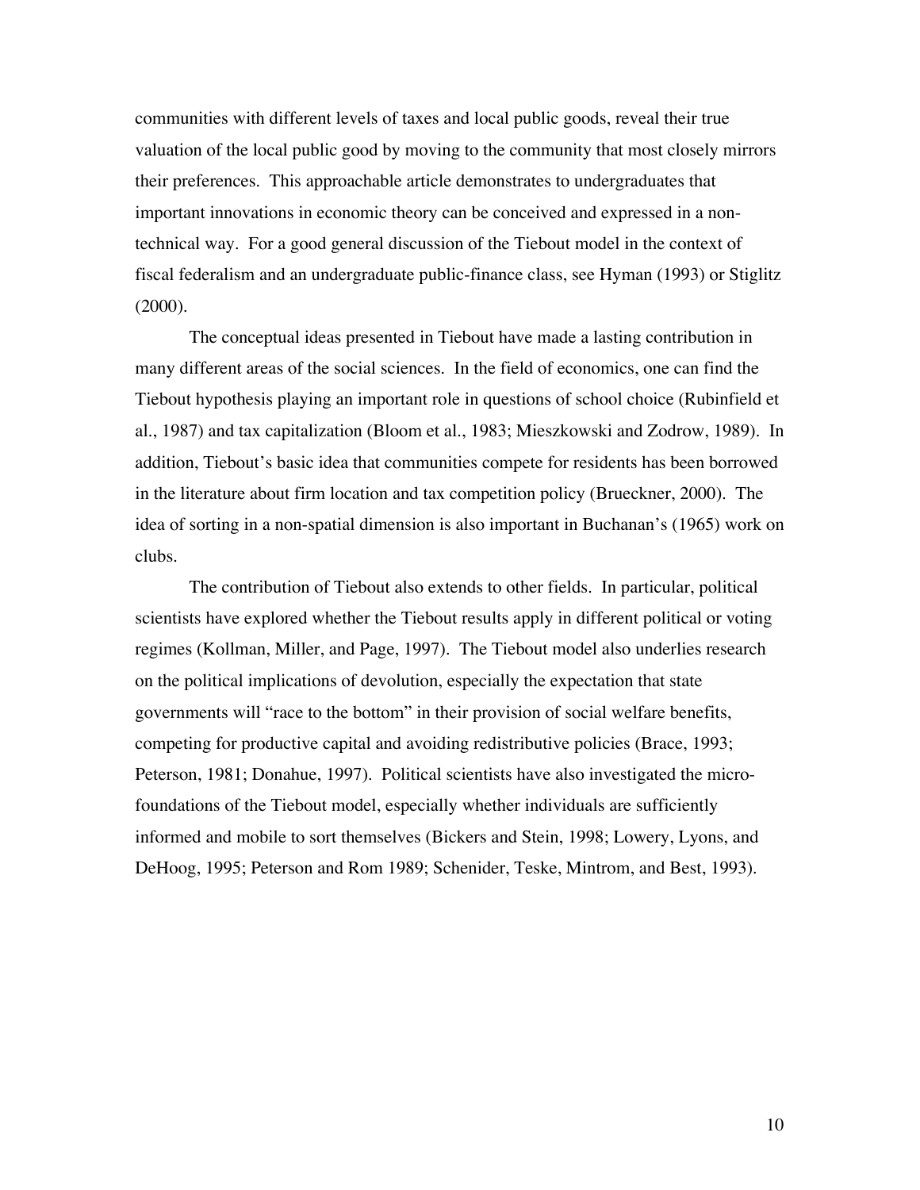communities with different levels of taxes and local public goods, reveal their true valuation of the local public good by moving to the community that most closely mirrors their preferences. This approachable article demonstrates to undergraduates that important innovations in economic theory can be conceived and expressed in a non-technical way. For a good general discussion of the Tiebout model in the context of fiscal federalism and an undergraduate public-finance class, see Hyman (1993) or Stiglitz (2000).

The conceptual ideas presented in Tiebout have made a lasting contribution in many different areas of the social sciences. In the field of economics, one can find the Tiebout hypothesis playing an important role in questions of school choice (Rubinfield et al., 1987) and tax capitalization (Bloom et al., 1983; Mieszkowski and Zodrow, 1989). In addition, Tiebout's basic idea that communities compete for residents has been borrowed in the literature about firm location and tax competition policy (Brueckner, 2000). The idea of sorting in a non-spatial dimension is also important in Buchanan's (1965) work on clubs.

The contribution of Tiebout also extends to other fields. In particular, political scientists have explored whether the Tiebout results apply in different political or voting regimes (Kollman, Miller, and Page, 1997). The Tiebout model also underlies research on the political implications of devolution, especially the expectation that state governments will "race to the bottom" in their provision of social welfare benefits, competing for productive capital and avoiding redistributive policies (Brace, 1993; Peterson, 1981; Donahue, 1997). Political scientists have also investigated the micro-foundations of the Tiebout model, especially whether individuals are sufficiently informed and mobile to sort themselves (Bickers and Stein, 1998; Lowery, Lyons, and DeHoog, 1995; Peterson and Rom 1989; Schenider, Teske, Mintrom, and Best, 1993).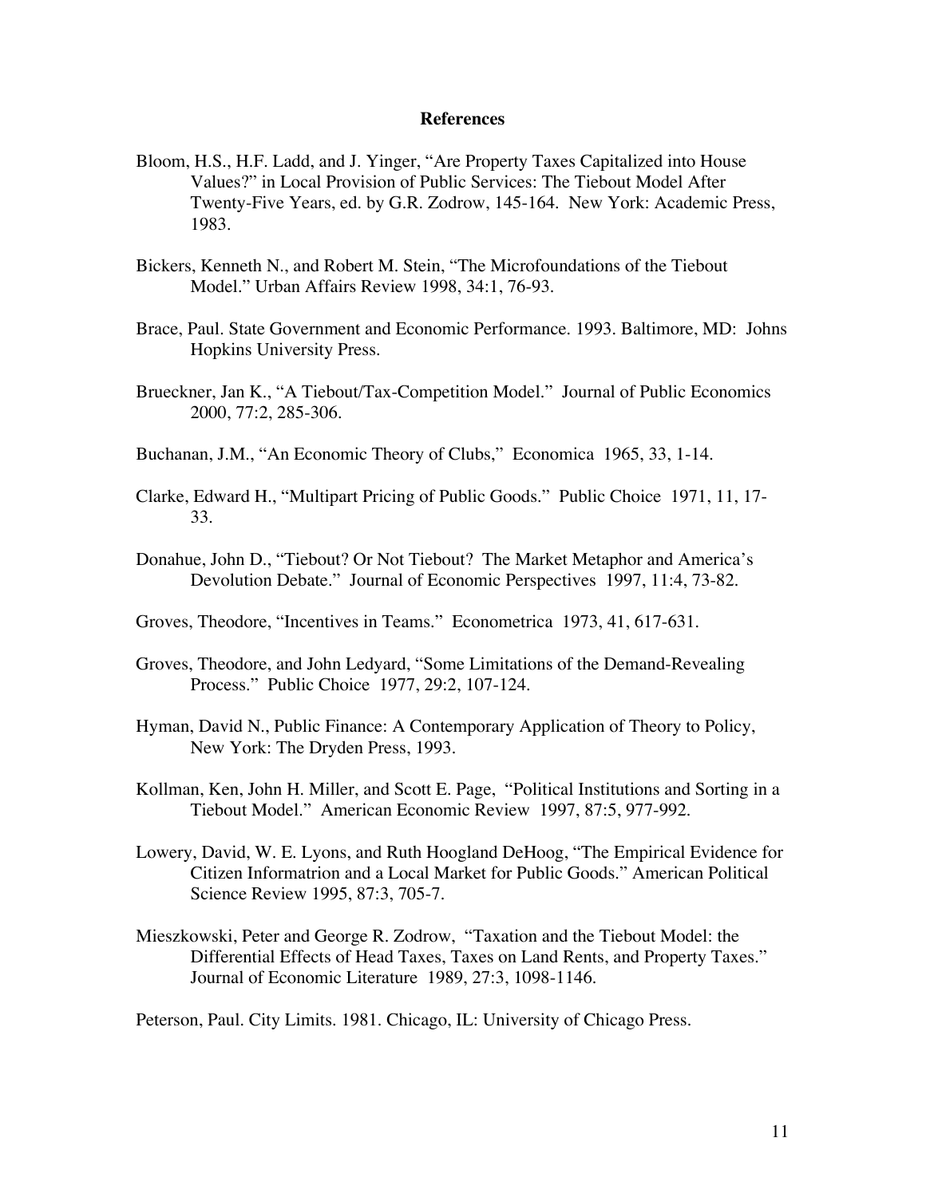## References

Bloom, H.S., H.F. Ladd, and J. Yinger, "Are Property Taxes Capitalized into House Values?" in Local Provision of Public Services: The Tiebout Model After Twenty-Five Years, ed. by G.R. Zodrow, 145-164. New York: Academic Press, 1983.

Bickers, Kenneth N., and Robert M. Stein, "The Microfoundations of the Tiebout Model." Urban Affairs Review 1998, 34:1, 76-93.

Brace, Paul. State Government and Economic Performance. 1993. Baltimore, MD: Johns Hopkins University Press.

Brueckner, Jan K., "A Tiebout/Tax-Competition Model." Journal of Public Economics 2000, 77:2, 285-306.

Buchanan, J.M., "An Economic Theory of Clubs," Economica 1965, 33, 1-14.

Clarke, Edward H., "Multipart Pricing of Public Goods." Public Choice 1971, 11, 17-33.

Donahue, John D., "Tiebout? Or Not Tiebout? The Market Metaphor and America's Devolution Debate." Journal of Economic Perspectives 1997, 11:4, 73-82.

Groves, Theodore, "Incentives in Teams." Econometrica 1973, 41, 617-631.

Groves, Theodore, and John Ledyard, "Some Limitations of the Demand-Revealing Process." Public Choice 1977, 29:2, 107-124.

Hyman, David N., Public Finance: A Contemporary Application of Theory to Policy, New York: The Dryden Press, 1993.

Kollman, Ken, John H. Miller, and Scott E. Page, "Political Institutions and Sorting in a Tiebout Model." American Economic Review 1997, 87:5, 977-992.

Lowery, David, W. E. Lyons, and Ruth Hoogland DeHoog, "The Empirical Evidence for Citizen Informatrion and a Local Market for Public Goods." American Political Science Review 1995, 87:3, 705-7.

Mieszkowski, Peter and George R. Zodrow, "Taxation and the Tiebout Model: the Differential Effects of Head Taxes, Taxes on Land Rents, and Property Taxes." Journal of Economic Literature 1989, 27:3, 1098-1146.

Peterson, Paul. City Limits. 1981. Chicago, IL: University of Chicago Press.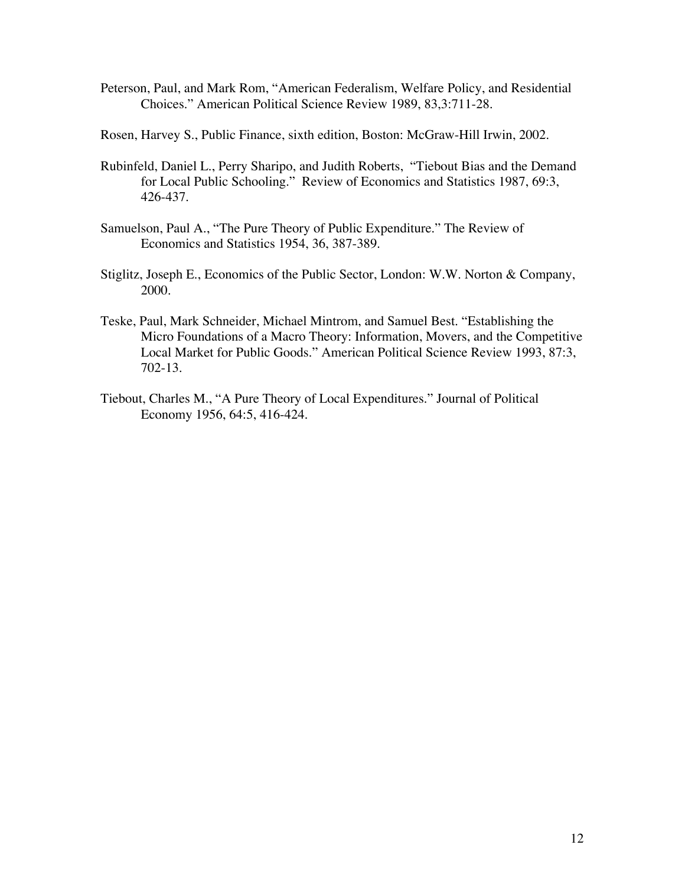Peterson, Paul, and Mark Rom, "American Federalism, Welfare Policy, and Residential Choices." American Political Science Review 1989, 83,3:711-28.

Rosen, Harvey S., Public Finance, sixth edition, Boston: McGraw-Hill Irwin, 2002.

Rubinfeld, Daniel L., Perry Sharipo, and Judith Roberts, "Tiebout Bias and the Demand for Local Public Schooling." Review of Economics and Statistics 1987, 69:3, 426-437.

Samuelson, Paul A., "The Pure Theory of Public Expenditure." The Review of Economics and Statistics 1954, 36, 387-389.

Stiglitz, Joseph E., Economics of the Public Sector, London: W.W. Norton & Company, 2000.

Teske, Paul, Mark Schneider, Michael Mintrom, and Samuel Best. "Establishing the Micro Foundations of a Macro Theory: Information, Movers, and the Competitive Local Market for Public Goods." American Political Science Review 1993, 87:3, 702-13.

Tiebout, Charles M., "A Pure Theory of Local Expenditures." Journal of Political Economy 1956, 64:5, 416-424.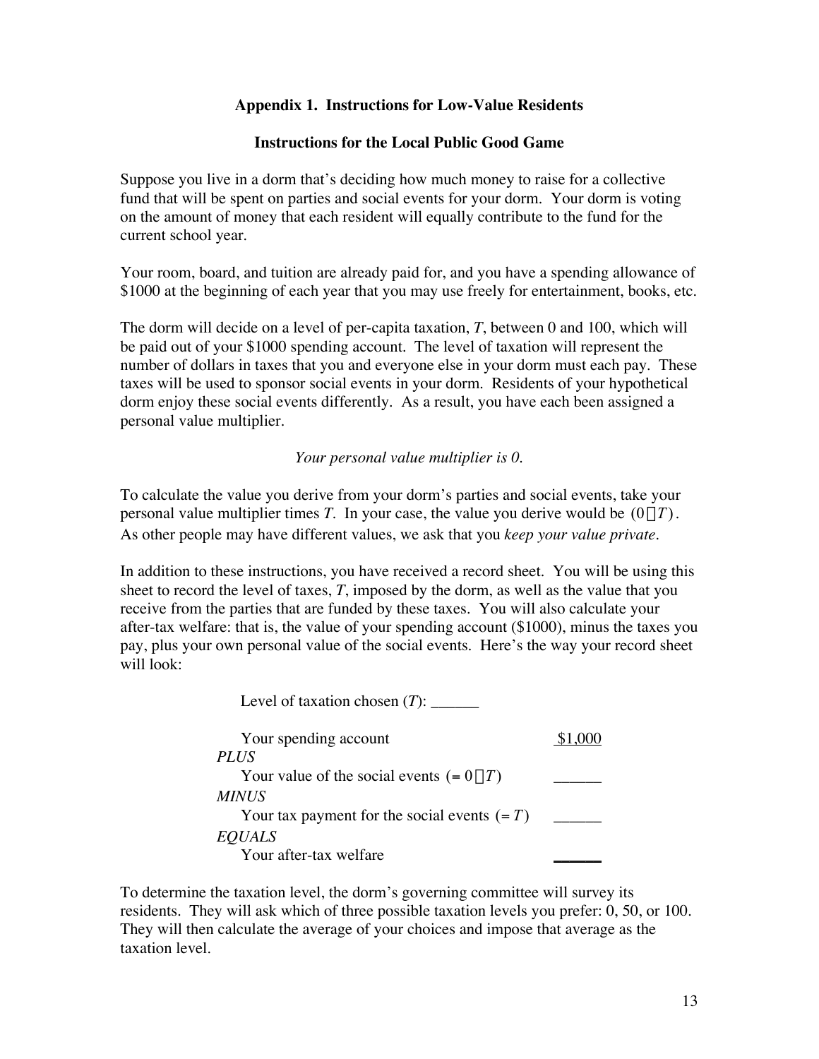**Appendix 1. Instructions for Low-Value Residents**

**Instructions for the Local Public Good Game**

Suppose you live in a dorm that's deciding how much money to raise for a collective fund that will be spent on parties and social events for your dorm. Your dorm is voting on the amount of money that each resident will equally contribute to the fund for the current school year.

Your room, board, and tuition are already paid for, and you have a spending allowance of $1000 at the beginning of each year that you may use freely for entertainment, books, etc.

The dorm will decide on a level of per-capita taxation, $T$, between 0 and 100, which will be paid out of your $1000 spending account. The level of taxation will represent the number of dollars in taxes that you and everyone else in your dorm must each pay. These taxes will be used to sponsor social events in your dorm. Residents of your hypothetical dorm enjoy these social events differently. As a result, you have each been assigned a personal value multiplier.

*Your personal value multiplier is 0.*

To calculate the value you derive from your dorm's parties and social events, take your personal value multiplier times $T$. In your case, the value you derive would be $(0 \cdot T)$. As other people may have different values, we ask that you *keep your value private*.

In addition to these instructions, you have received a record sheet. You will be using this sheet to record the level of taxes, $T$, imposed by the dorm, as well as the value that you receive from the parties that are funded by these taxes. You will also calculate your after-tax welfare: that is, the value of your spending account ($1000), minus the taxes you pay, plus your own personal value of the social events. Here's the way your record sheet will look:

Level of taxation chosen ($T$): ______

| | |
|---|---|
| Your spending account | $1,000 |
| *PLUS* | |
| Your value of the social events $(= 0 \cdot T)$ | ______ |
| *MINUS* | |
| Your tax payment for the social events $(= T)$ | ______ |
| *EQUALS* | |
| Your after-tax welfare | ______ |

To determine the taxation level, the dorm's governing committee will survey its residents. They will ask which of three possible taxation levels you prefer: 0, 50, or 100. They will then calculate the average of your choices and impose that average as the taxation level.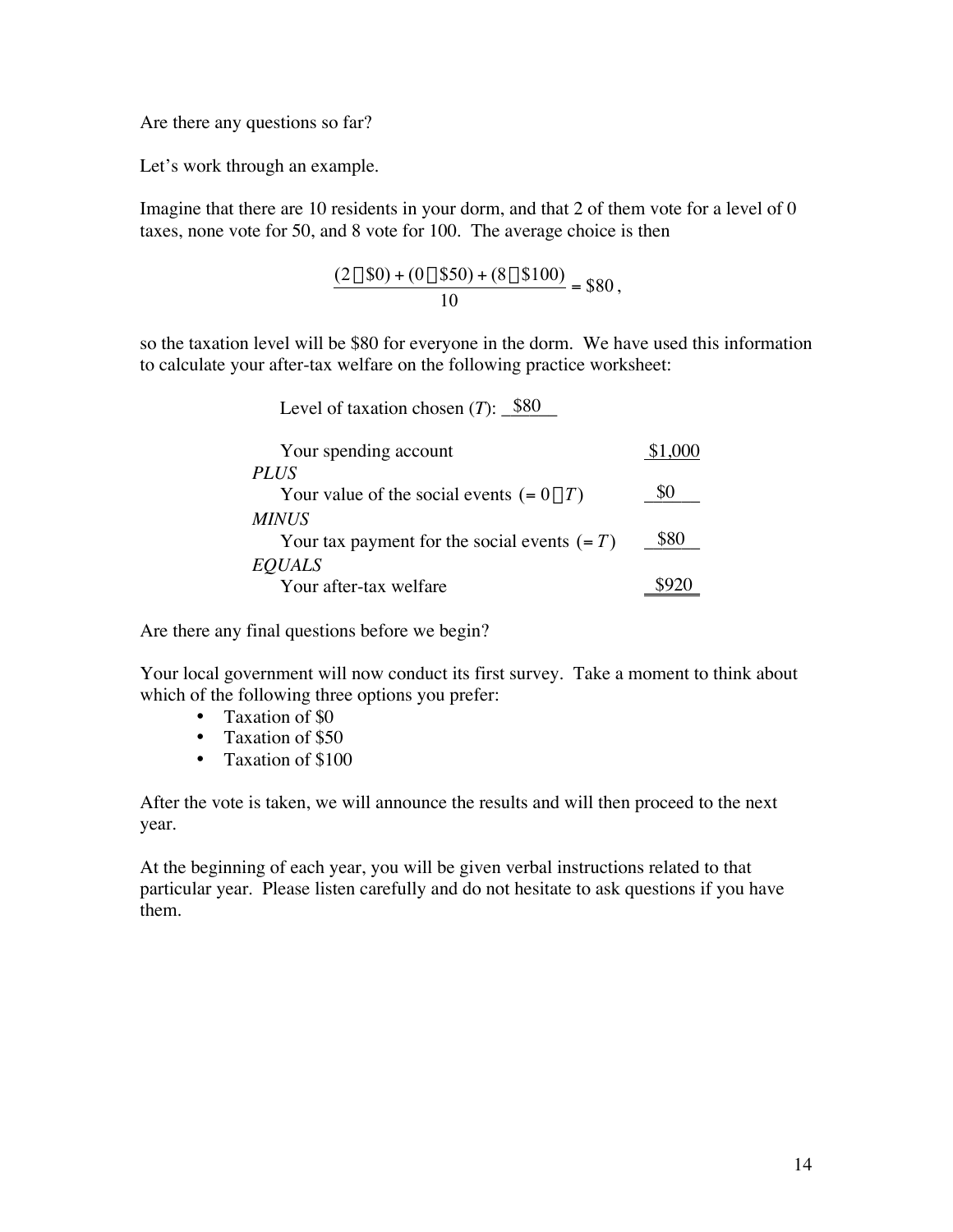Are there any questions so far?

Let's work through an example.

Imagine that there are 10 residents in your dorm, and that 2 of them vote for a level of 0 taxes, none vote for 50, and 8 vote for 100. The average choice is then

$$\frac{(2 \times \$0) + (0 \times \$50) + (8 \times \$100)}{10} = \$80,$$

so the taxation level will be \$80 for everyone in the dorm. We have used this information to calculate your after-tax welfare on the following practice worksheet:

Level of taxation chosen ($T$): \$80

| | |
|---|---|
| Your spending account | \$1,000 |
| *PLUS* | |
| Your value of the social events $(= 0 \times T)$ | \$0 |
| *MINUS* | |
| Your tax payment for the social events $(= T)$ | \$80 |
| *EQUALS* | |
| Your after-tax welfare | \$920 |

Are there any final questions before we begin?

Your local government will now conduct its first survey. Take a moment to think about which of the following three options you prefer:

- Taxation of \$0
- Taxation of \$50
- Taxation of \$100

After the vote is taken, we will announce the results and will then proceed to the next year.

At the beginning of each year, you will be given verbal instructions related to that particular year. Please listen carefully and do not hesitate to ask questions if you have them.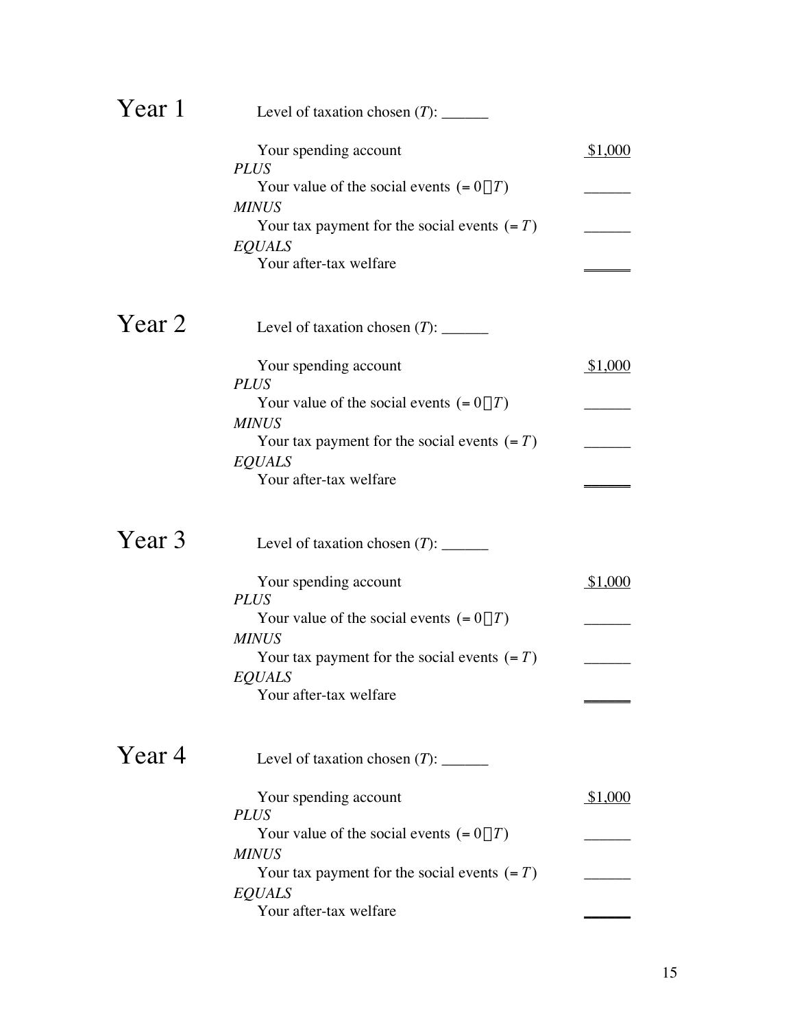## Year 1

Level of taxation chosen ($T$): ______

| | |
|---|---|
| Your spending account | $1,000 |
| *PLUS* | |
| Your value of the social events (= 0□$T$) | ______ |
| *MINUS* | |
| Your tax payment for the social events (= $T$) | ______ |
| *EQUALS* | |
| Your after-tax welfare | ______ |

## Year 2

Level of taxation chosen ($T$): ______

| | |
|---|---|
| Your spending account | $1,000 |
| *PLUS* | |
| Your value of the social events (= 0□$T$) | ______ |
| *MINUS* | |
| Your tax payment for the social events (= $T$) | ______ |
| *EQUALS* | |
| Your after-tax welfare | ______ |

## Year 3

Level of taxation chosen ($T$): ______

| | |
|---|---|
| Your spending account | $1,000 |
| *PLUS* | |
| Your value of the social events (= 0□$T$) | ______ |
| *MINUS* | |
| Your tax payment for the social events (= $T$) | ______ |
| *EQUALS* | |
| Your after-tax welfare | ______ |

## Year 4

Level of taxation chosen ($T$): ______

| | |
|---|---|
| Your spending account | $1,000 |
| *PLUS* | |
| Your value of the social events (= 0□$T$) | ______ |
| *MINUS* | |
| Your tax payment for the social events (= $T$) | ______ |
| *EQUALS* | |
| Your after-tax welfare | ______ |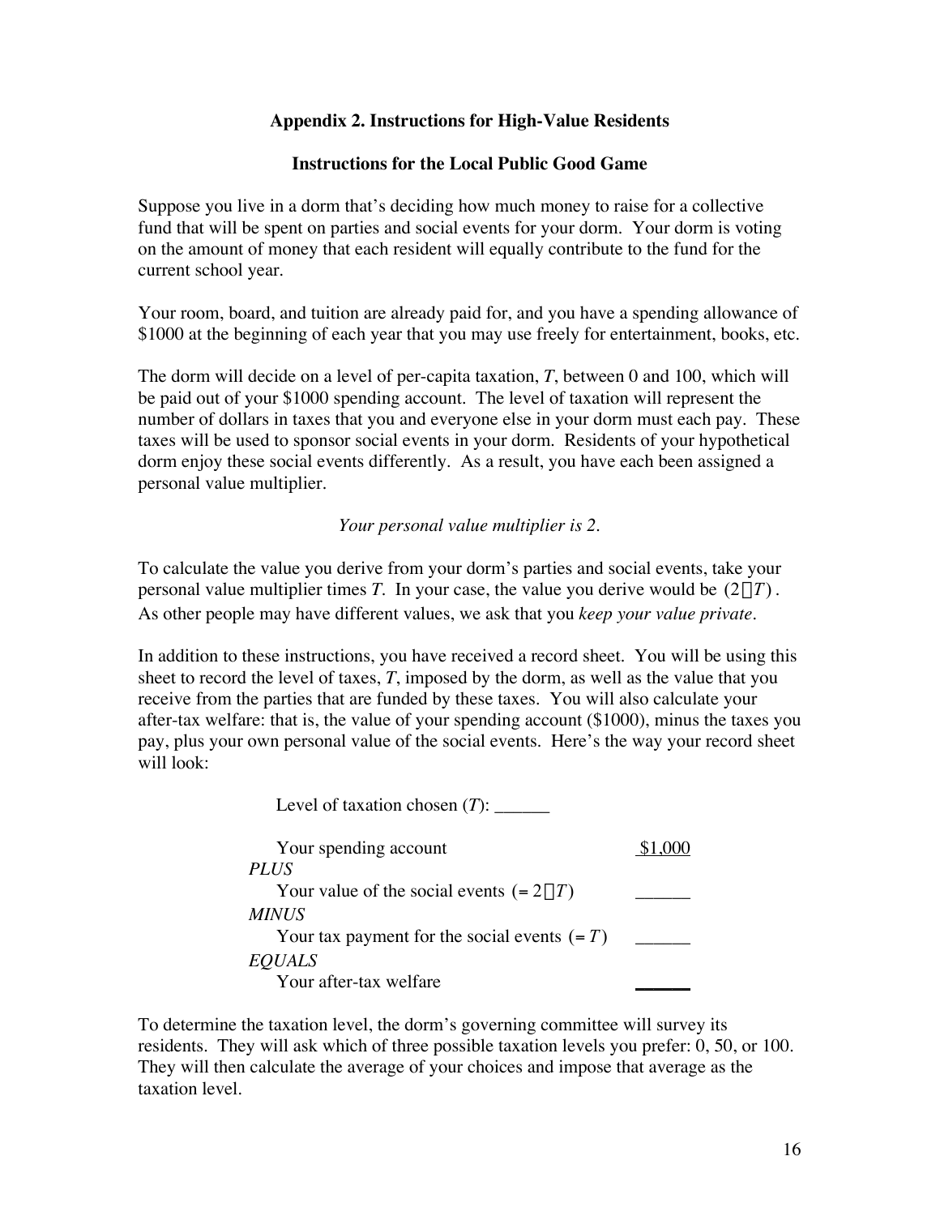## Appendix 2. Instructions for High-Value Residents

### Instructions for the Local Public Good Game

Suppose you live in a dorm that's deciding how much money to raise for a collective fund that will be spent on parties and social events for your dorm. Your dorm is voting on the amount of money that each resident will equally contribute to the fund for the current school year.

Your room, board, and tuition are already paid for, and you have a spending allowance of $1000 at the beginning of each year that you may use freely for entertainment, books, etc.

The dorm will decide on a level of per-capita taxation, $T$, between 0 and 100, which will be paid out of your $1000 spending account. The level of taxation will represent the number of dollars in taxes that you and everyone else in your dorm must each pay. These taxes will be used to sponsor social events in your dorm. Residents of your hypothetical dorm enjoy these social events differently. As a result, you have each been assigned a personal value multiplier.

*Your personal value multiplier is 2.*

To calculate the value you derive from your dorm's parties and social events, take your personal value multiplier times $T$. In your case, the value you derive would be $(2 \cdot T)$. As other people may have different values, we ask that you *keep your value private*.

In addition to these instructions, you have received a record sheet. You will be using this sheet to record the level of taxes, $T$, imposed by the dorm, as well as the value that you receive from the parties that are funded by these taxes. You will also calculate your after-tax welfare: that is, the value of your spending account ($1000), minus the taxes you pay, plus your own personal value of the social events. Here's the way your record sheet will look:

Level of taxation chosen ($T$): ______

| | |
|---|---|
| Your spending account | $1,000 |
| *PLUS* | |
| Your value of the social events $(= 2 \cdot T)$ | ______ |
| *MINUS* | |
| Your tax payment for the social events $(= T)$ | ______ |
| *EQUALS* | |
| Your after-tax welfare | ______ |

To determine the taxation level, the dorm's governing committee will survey its residents. They will ask which of three possible taxation levels you prefer: 0, 50, or 100. They will then calculate the average of your choices and impose that average as the taxation level.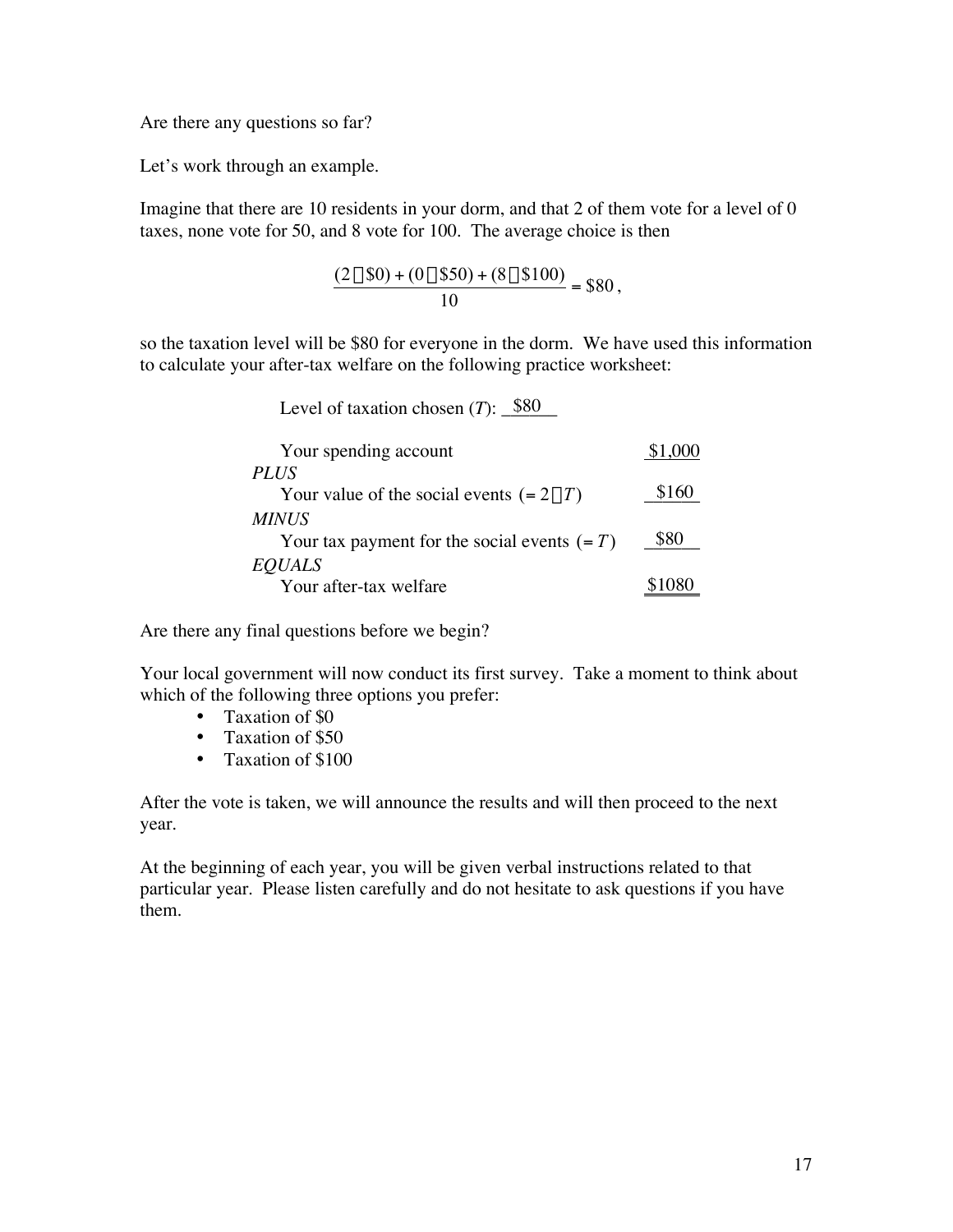Are there any questions so far?

Let's work through an example.

Imagine that there are 10 residents in your dorm, and that 2 of them vote for a level of 0 taxes, none vote for 50, and 8 vote for 100. The average choice is then

$$\frac{(2 \times \$0) + (0 \times \$50) + (8 \times \$100)}{10} = \$80,$$

so the taxation level will be \$80 for everyone in the dorm. We have used this information to calculate your after-tax welfare on the following practice worksheet:

Level of taxation chosen ($T$): \$80

| | |
|---|---|
| Your spending account | \$1,000 |
| *PLUS* | |
| Your value of the social events $(= 2 \times T)$ | \$160 |
| *MINUS* | |
| Your tax payment for the social events $(= T)$ | \$80 |
| *EQUALS* | |
| Your after-tax welfare | \$1080 |

Are there any final questions before we begin?

Your local government will now conduct its first survey. Take a moment to think about which of the following three options you prefer:

- Taxation of \$0
- Taxation of \$50
- Taxation of \$100

After the vote is taken, we will announce the results and will then proceed to the next year.

At the beginning of each year, you will be given verbal instructions related to that particular year. Please listen carefully and do not hesitate to ask questions if you have them.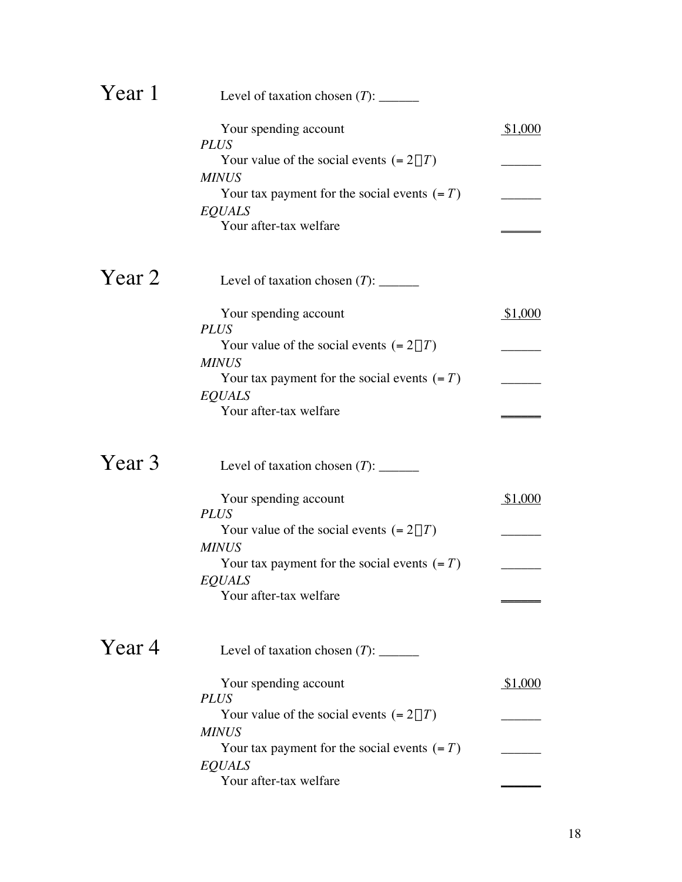# Year 1

Level of taxation chosen ($T$): ______

| | |
|---|---|
| Your spending account | $1,000 |
| *PLUS* | |
| Your value of the social events $(= 2 \cdot T)$ | ______ |
| *MINUS* | |
| Your tax payment for the social events $(= T)$ | ______ |
| *EQUALS* | |
| Your after-tax welfare | ______ |

# Year 2

Level of taxation chosen ($T$): ______

| | |
|---|---|
| Your spending account | $1,000 |
| *PLUS* | |
| Your value of the social events $(= 2 \cdot T)$ | ______ |
| *MINUS* | |
| Your tax payment for the social events $(= T)$ | ______ |
| *EQUALS* | |
| Your after-tax welfare | ______ |

# Year 3

Level of taxation chosen ($T$): ______

| | |
|---|---|
| Your spending account | $1,000 |
| *PLUS* | |
| Your value of the social events $(= 2 \cdot T)$ | ______ |
| *MINUS* | |
| Your tax payment for the social events $(= T)$ | ______ |
| *EQUALS* | |
| Your after-tax welfare | ______ |

# Year 4

Level of taxation chosen ($T$): ______

| | |
|---|---|
| Your spending account | $1,000 |
| *PLUS* | |
| Your value of the social events $(= 2 \cdot T)$ | ______ |
| *MINUS* | |
| Your tax payment for the social events $(= T)$ | ______ |
| *EQUALS* | |
| Your after-tax welfare | ______ |